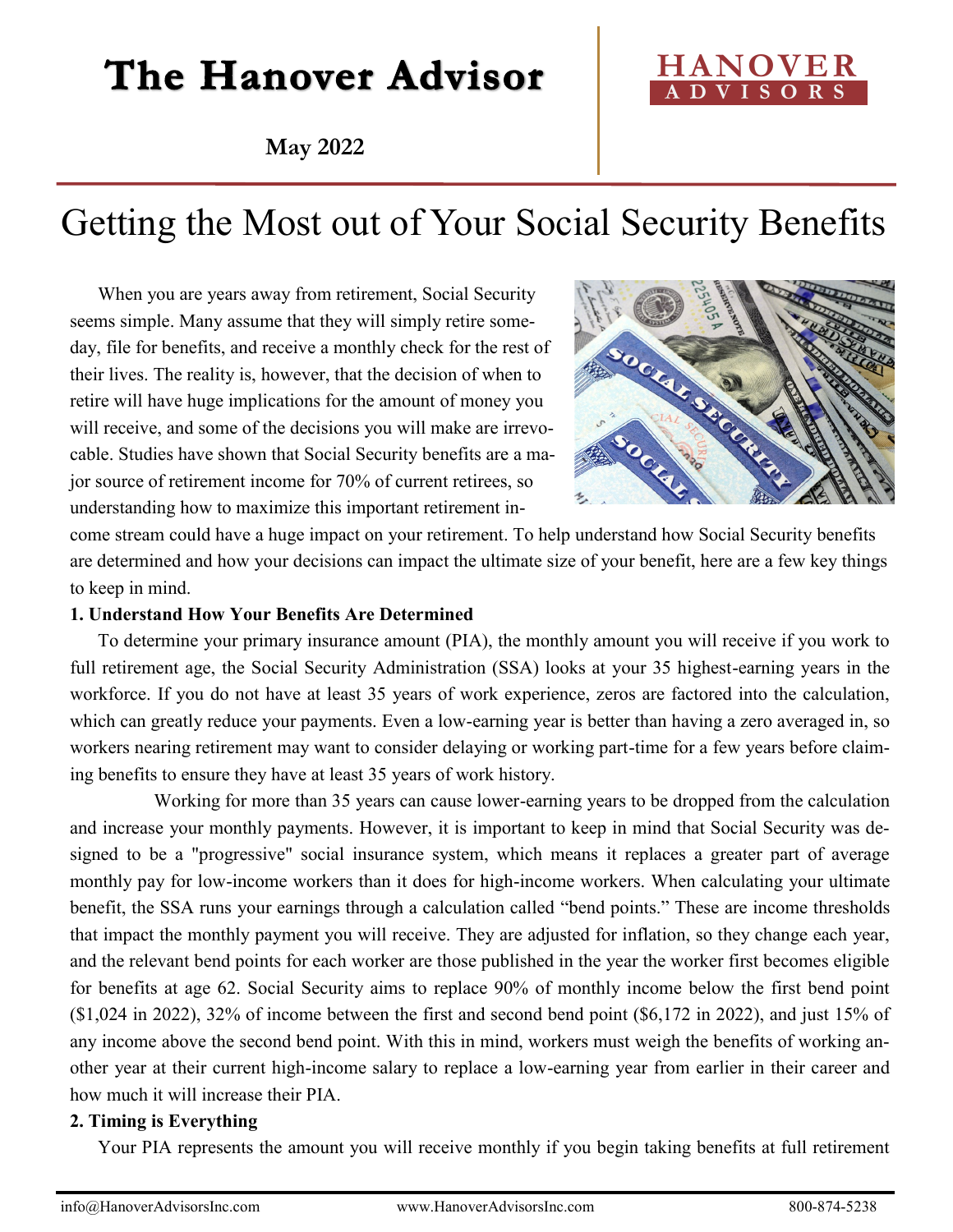# The Hanover Advisor

**May 2022**

## Getting the Most out of Your Social Security Benefits

When you are years away from retirement, Social Security seems simple. Many assume that they will simply retire someday, file for benefits, and receive a monthly check for the rest of their lives. The reality is, however, that the decision of when to retire will have huge implications for the amount of money you will receive, and some of the decisions you will make are irrevocable. Studies have shown that Social Security benefits are a major source of retirement income for 70% of current retirees, so understanding how to maximize this important retirement income stream could have a huge impact on your retirement. To help understand how Social Security benefits are determined and how your decisions can impact the ultimate size of your benefit, here are a few key things to keep in mind.

**1. Understand How Your Benefits Are Determined**

To determine your primary insurance amount (PIA), the monthly amount you will receive if you work to full retirement age, the Social Security Administration (SSA) looks at your 35 highest-earning years in the workforce. If you do not have at least 35 years of work experience, zeros are factored into the calculation, which can greatly reduce your payments. Even a low-earning year is better than having a zero averaged in, so workers nearing retirement may want to consider delaying or working part-time for a few years before claiming benefits to ensure they have at least 35 years of work history.

Working for more than 35 years can cause lower-earning years to be dropped from the calculation and increase your monthly payments. However, it is important to keep in mind that Social Security was designed to be a "progressive" social insurance system, which means it replaces a greater part of average monthly pay for low-income workers than it does for high-income workers. When calculating your ultimate benefit, the SSA runs your earnings through a calculation called "bend points." These are income thresholds that impact the monthly payment you will receive. They are adjusted for inflation, so they change each year, and the relevant bend points for each worker are those published in the year the worker first becomes eligible for benefits at age 62. Social Security aims to replace 90% of monthly income below the first bend point ($1,024 in 2022), 32% of income between the first and second bend point ($6,172 in 2022), and just 15% of any income above the second bend point. With this in mind, workers must weigh the benefits of working another year at their current high-income salary to replace a low-earning year from earlier in their career and how much it will increase their PIA.

**2. Timing is Everything**

Your PIA represents the amount you will receive monthly if you begin taking benefits at full retirement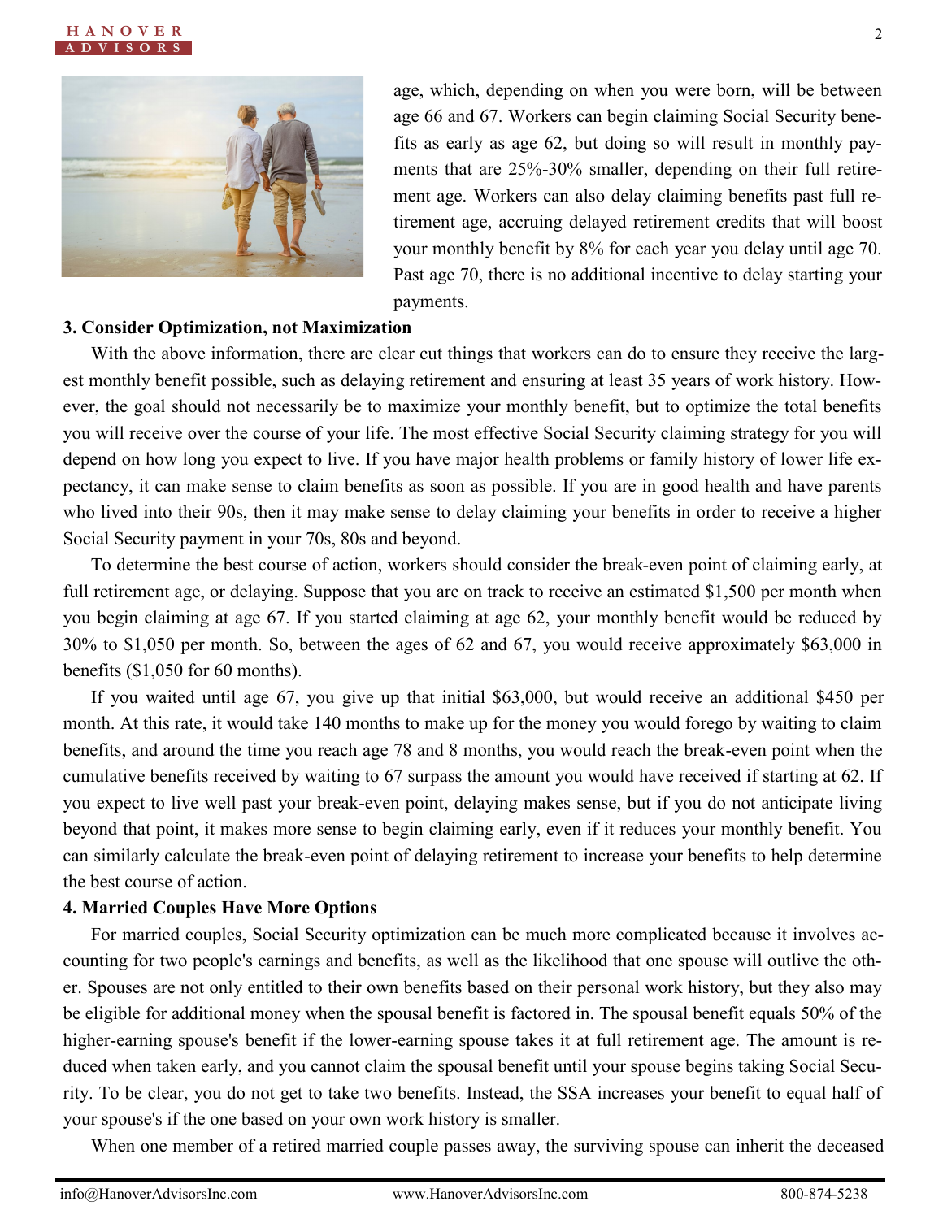age, which, depending on when you were born, will be between age 66 and 67. Workers can begin claiming Social Security benefits as early as age 62, but doing so will result in monthly payments that are 25%-30% smaller, depending on their full retirement age. Workers can also delay claiming benefits past full retirement age, accruing delayed retirement credits that will boost your monthly benefit by 8% for each year you delay until age 70. Past age 70, there is no additional incentive to delay starting your payments.

**3. Consider Optimization, not Maximization**

With the above information, there are clear cut things that workers can do to ensure they receive the largest monthly benefit possible, such as delaying retirement and ensuring at least 35 years of work history. However, the goal should not necessarily be to maximize your monthly benefit, but to optimize the total benefits you will receive over the course of your life. The most effective Social Security claiming strategy for you will depend on how long you expect to live. If you have major health problems or family history of lower life expectancy, it can make sense to claim benefits as soon as possible. If you are in good health and have parents who lived into their 90s, then it may make sense to delay claiming your benefits in order to receive a higher Social Security payment in your 70s, 80s and beyond.

To determine the best course of action, workers should consider the break-even point of claiming early, at full retirement age, or delaying. Suppose that you are on track to receive an estimated $1,500 per month when you begin claiming at age 67. If you started claiming at age 62, your monthly benefit would be reduced by 30% to $1,050 per month. So, between the ages of 62 and 67, you would receive approximately $63,000 in benefits ($1,050 for 60 months).

If you waited until age 67, you give up that initial $63,000, but would receive an additional $450 per month. At this rate, it would take 140 months to make up for the money you would forego by waiting to claim benefits, and around the time you reach age 78 and 8 months, you would reach the break-even point when the cumulative benefits received by waiting to 67 surpass the amount you would have received if starting at 62. If you expect to live well past your break-even point, delaying makes sense, but if you do not anticipate living beyond that point, it makes more sense to begin claiming early, even if it reduces your monthly benefit. You can similarly calculate the break-even point of delaying retirement to increase your benefits to help determine the best course of action.

**4. Married Couples Have More Options**

For married couples, Social Security optimization can be much more complicated because it involves accounting for two people's earnings and benefits, as well as the likelihood that one spouse will outlive the other. Spouses are not only entitled to their own benefits based on their personal work history, but they also may be eligible for additional money when the spousal benefit is factored in. The spousal benefit equals 50% of the higher-earning spouse's benefit if the lower-earning spouse takes it at full retirement age. The amount is reduced when taken early, and you cannot claim the spousal benefit until your spouse begins taking Social Security. To be clear, you do not get to take two benefits. Instead, the SSA increases your benefit to equal half of your spouse's if the one based on your own work history is smaller.

When one member of a retired married couple passes away, the surviving spouse can inherit the deceased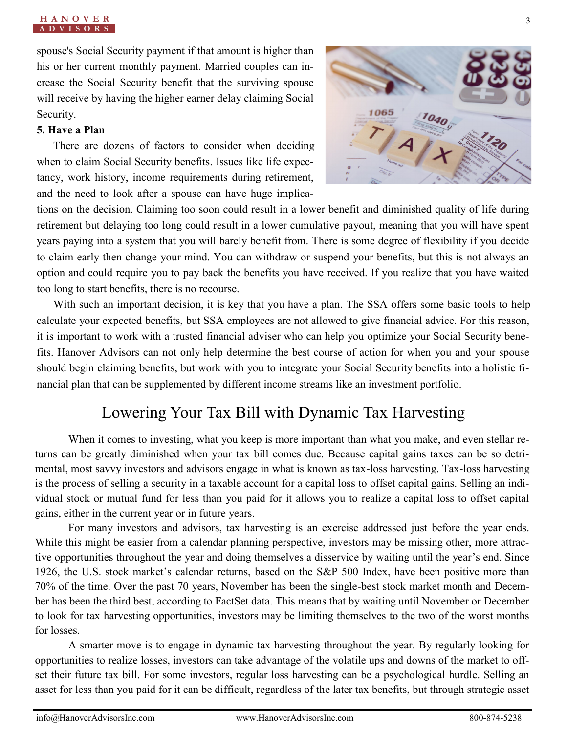spouse's Social Security payment if that amount is higher than his or her current monthly payment. Married couples can increase the Social Security benefit that the surviving spouse will receive by having the higher earner delay claiming Social Security.

**5. Have a Plan**

There are dozens of factors to consider when deciding when to claim Social Security benefits. Issues like life expectancy, work history, income requirements during retirement, and the need to look after a spouse can have huge implications on the decision. Claiming too soon could result in a lower benefit and diminished quality of life during retirement but delaying too long could result in a lower cumulative payout, meaning that you will have spent years paying into a system that you will barely benefit from. There is some degree of flexibility if you decide to claim early then change your mind. You can withdraw or suspend your benefits, but this is not always an option and could require you to pay back the benefits you have received. If you realize that you have waited too long to start benefits, there is no recourse.

With such an important decision, it is key that you have a plan. The SSA offers some basic tools to help calculate your expected benefits, but SSA employees are not allowed to give financial advice. For this reason, it is important to work with a trusted financial adviser who can help you optimize your Social Security benefits. Hanover Advisors can not only help determine the best course of action for when you and your spouse should begin claiming benefits, but work with you to integrate your Social Security benefits into a holistic financial plan that can be supplemented by different income streams like an investment portfolio.

## Lowering Your Tax Bill with Dynamic Tax Harvesting

When it comes to investing, what you keep is more important than what you make, and even stellar returns can be greatly diminished when your tax bill comes due. Because capital gains taxes can be so detrimental, most savvy investors and advisors engage in what is known as tax-loss harvesting. Tax-loss harvesting is the process of selling a security in a taxable account for a capital loss to offset capital gains. Selling an individual stock or mutual fund for less than you paid for it allows you to realize a capital loss to offset capital gains, either in the current year or in future years.

For many investors and advisors, tax harvesting is an exercise addressed just before the year ends. While this might be easier from a calendar planning perspective, investors may be missing other, more attractive opportunities throughout the year and doing themselves a disservice by waiting until the year's end. Since 1926, the U.S. stock market's calendar returns, based on the S&P 500 Index, have been positive more than 70% of the time. Over the past 70 years, November has been the single-best stock market month and December has been the third best, according to FactSet data. This means that by waiting until November or December to look for tax harvesting opportunities, investors may be limiting themselves to the two of the worst months for losses.

A smarter move is to engage in dynamic tax harvesting throughout the year. By regularly looking for opportunities to realize losses, investors can take advantage of the volatile ups and downs of the market to offset their future tax bill. For some investors, regular loss harvesting can be a psychological hurdle. Selling an asset for less than you paid for it can be difficult, regardless of the later tax benefits, but through strategic asset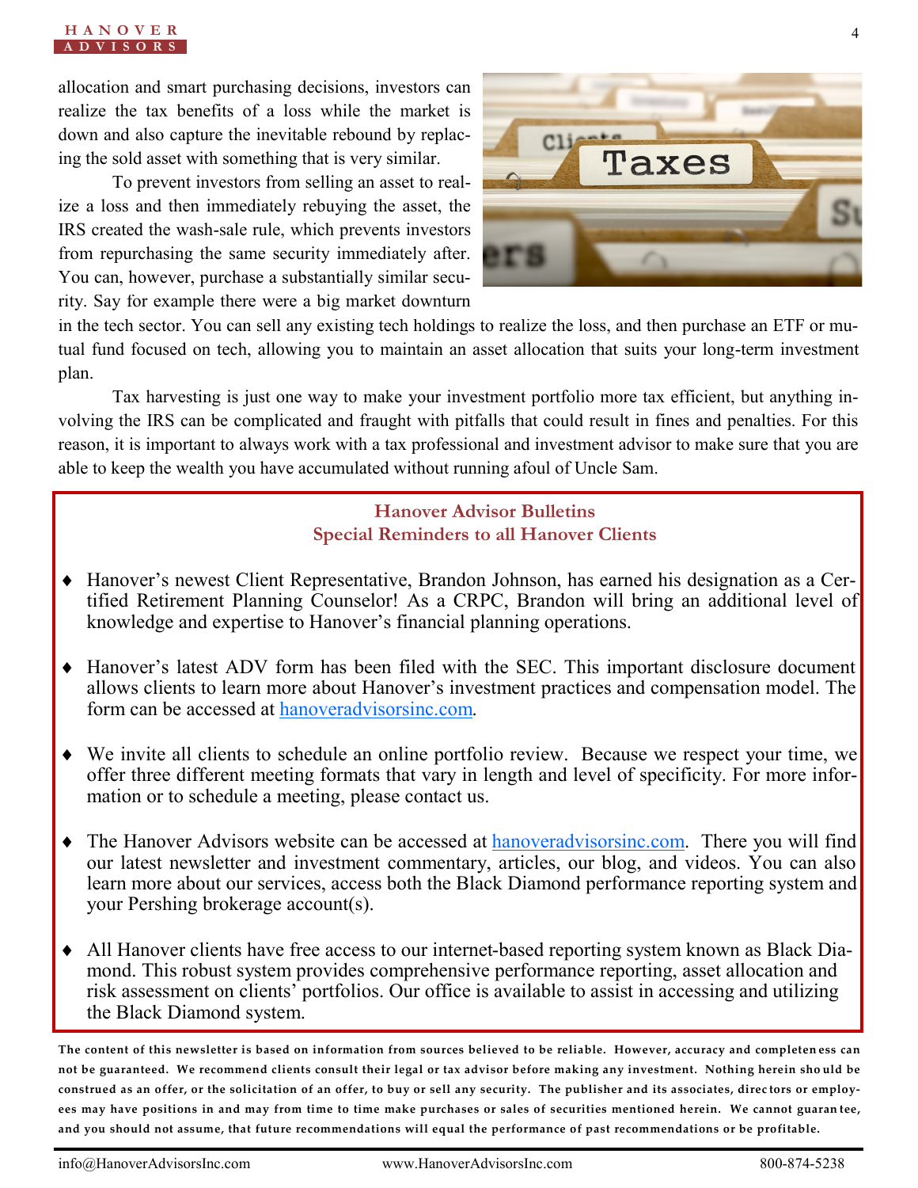allocation and smart purchasing decisions, investors can realize the tax benefits of a loss while the market is down and also capture the inevitable rebound by replacing the sold asset with something that is very similar.

To prevent investors from selling an asset to realize a loss and then immediately rebuying the asset, the IRS created the wash-sale rule, which prevents investors from repurchasing the same security immediately after. You can, however, purchase a substantially similar security. Say for example there were a big market downturn in the tech sector. You can sell any existing tech holdings to realize the loss, and then purchase an ETF or mutual fund focused on tech, allowing you to maintain an asset allocation that suits your long-term investment plan.

Tax harvesting is just one way to make your investment portfolio more tax efficient, but anything involving the IRS can be complicated and fraught with pitfalls that could result in fines and penalties. For this reason, it is important to always work with a tax professional and investment advisor to make sure that you are able to keep the wealth you have accumulated without running afoul of Uncle Sam.

## Hanover Advisor Bulletins
## Special Reminders to all Hanover Clients

- Hanover's newest Client Representative, Brandon Johnson, has earned his designation as a Certified Retirement Planning Counselor! As a CRPC, Brandon will bring an additional level of knowledge and expertise to Hanover's financial planning operations.

- Hanover's latest ADV form has been filed with the SEC. This important disclosure document allows clients to learn more about Hanover's investment practices and compensation model. The form can be accessed at hanoveradvisorsinc.com.

- We invite all clients to schedule an online portfolio review. Because we respect your time, we offer three different meeting formats that vary in length and level of specificity. For more information or to schedule a meeting, please contact us.

- The Hanover Advisors website can be accessed at hanoveradvisorsinc.com. There you will find our latest newsletter and investment commentary, articles, our blog, and videos. You can also learn more about our services, access both the Black Diamond performance reporting system and your Pershing brokerage account(s).

- All Hanover clients have free access to our internet-based reporting system known as Black Diamond. This robust system provides comprehensive performance reporting, asset allocation and risk assessment on clients' portfolios. Our office is available to assist in accessing and utilizing the Black Diamond system.

**The content of this newsletter is based on information from sources believed to be reliable. However, accuracy and completeness can not be guaranteed. We recommend clients consult their legal or tax advisor before making any investment. Nothing herein should be construed as an offer, or the solicitation of an offer, to buy or sell any security. The publisher and its associates, directors or employees may have positions in and may from time to time make purchases or sales of securities mentioned herein. We cannot guarantee, and you should not assume, that future recommendations will equal the performance of past recommendations or be profitable.**

info@HanoverAdvisorsInc.com www.HanoverAdvisorsInc.com 800-874-5238